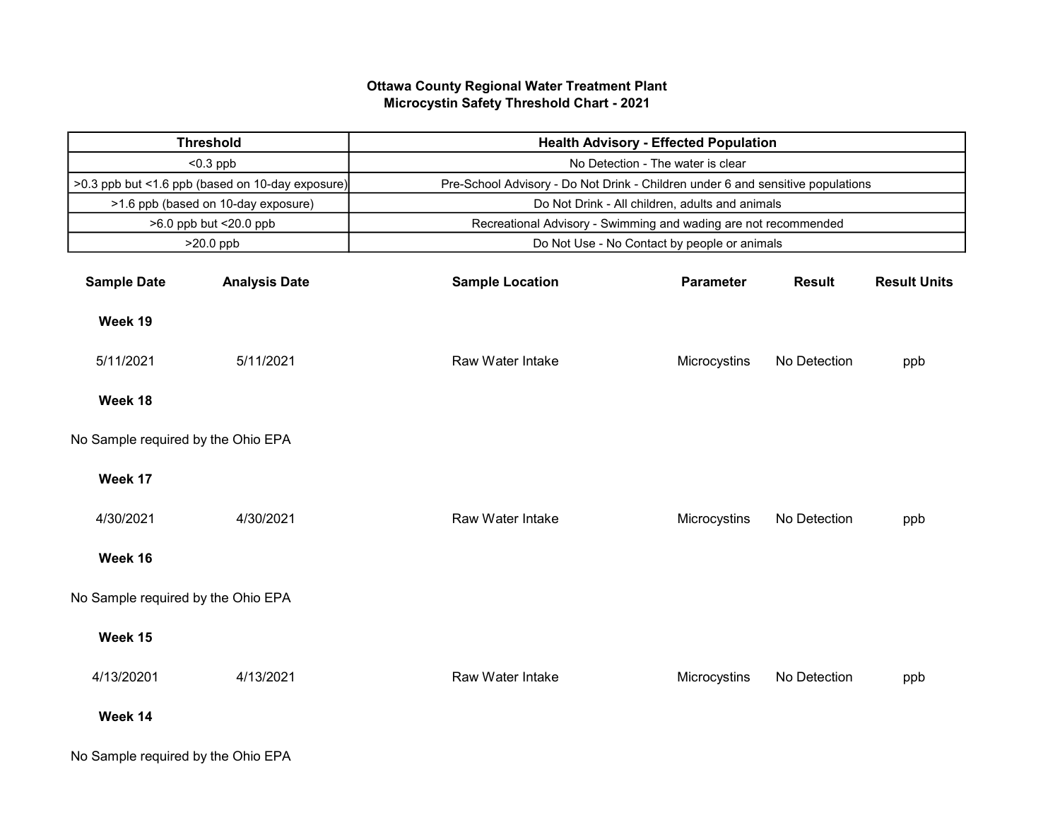**Ottawa County Regional Water Treatment Plant**
**Microcystin Safety Threshold Chart - 2021**

| Threshold | Health Advisory - Effected Population |
|---|---|
| <0.3 ppb | No Detection - The water is clear |
| >0.3 ppb but <1.6 ppb (based on 10-day exposure) | Pre-School Advisory - Do Not Drink - Children under 6 and sensitive populations |
| >1.6 ppb (based on 10-day exposure) | Do Not Drink - All children, adults and animals |
| >6.0 ppb but <20.0 ppb | Recreational Advisory - Swimming and wading are not recommended |
| >20.0 ppb | Do Not Use - No Contact by people or animals |

| Sample Date | Analysis Date | Sample Location | Parameter | Result | Result Units |
|---|---|---|---|---|---|
| **Week 19** | | | | | |
| 5/11/2021 | 5/11/2021 | Raw Water Intake | Microcystins | No Detection | ppb |
| **Week 18** | | | | | |
| No Sample required by the Ohio EPA | | | | | |
| **Week 17** | | | | | |
| 4/30/2021 | 4/30/2021 | Raw Water Intake | Microcystins | No Detection | ppb |
| **Week 16** | | | | | |
| No Sample required by the Ohio EPA | | | | | |
| **Week 15** | | | | | |
| 4/13/20201 | 4/13/2021 | Raw Water Intake | Microcystins | No Detection | ppb |
| **Week 14** | | | | | |
| No Sample required by the Ohio EPA | | | | | |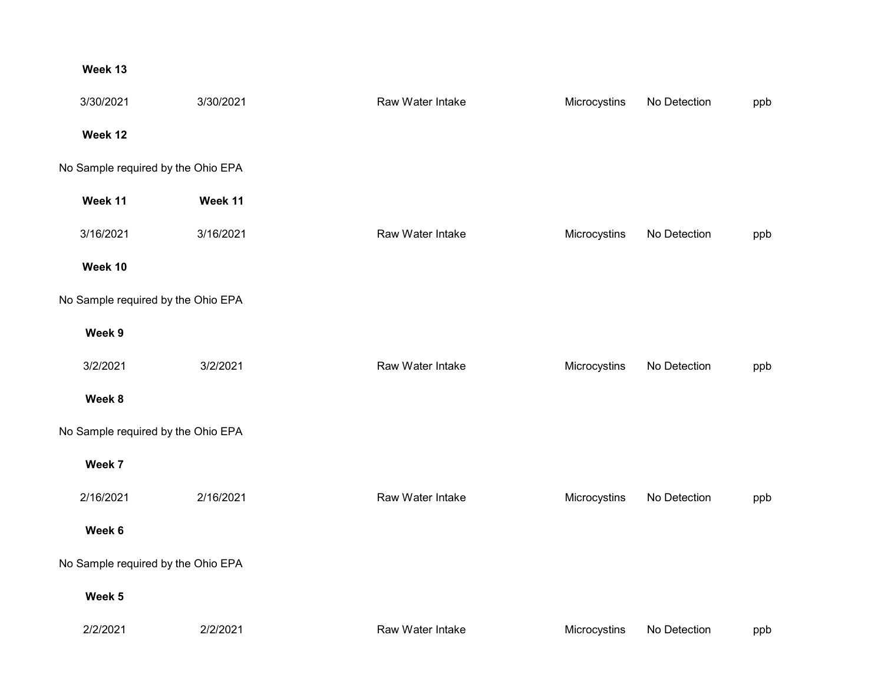**Week 13**

| | | | | | |
|---|---|---|---|---|---|
| 3/30/2021 | 3/30/2021 | Raw Water Intake | Microcystins | No Detection | ppb |

**Week 12**

No Sample required by the Ohio EPA

| **Week 11** | **Week 11** | | | | |
|---|---|---|---|---|---|
| 3/16/2021 | 3/16/2021 | Raw Water Intake | Microcystins | No Detection | ppb |

**Week 10**

No Sample required by the Ohio EPA

**Week 9**

| | | | | | |
|---|---|---|---|---|---|
| 3/2/2021 | 3/2/2021 | Raw Water Intake | Microcystins | No Detection | ppb |

**Week 8**

No Sample required by the Ohio EPA

**Week 7**

| | | | | | |
|---|---|---|---|---|---|
| 2/16/2021 | 2/16/2021 | Raw Water Intake | Microcystins | No Detection | ppb |

**Week 6**

No Sample required by the Ohio EPA

**Week 5**

| | | | | | |
|---|---|---|---|---|---|
| 2/2/2021 | 2/2/2021 | Raw Water Intake | Microcystins | No Detection | ppb |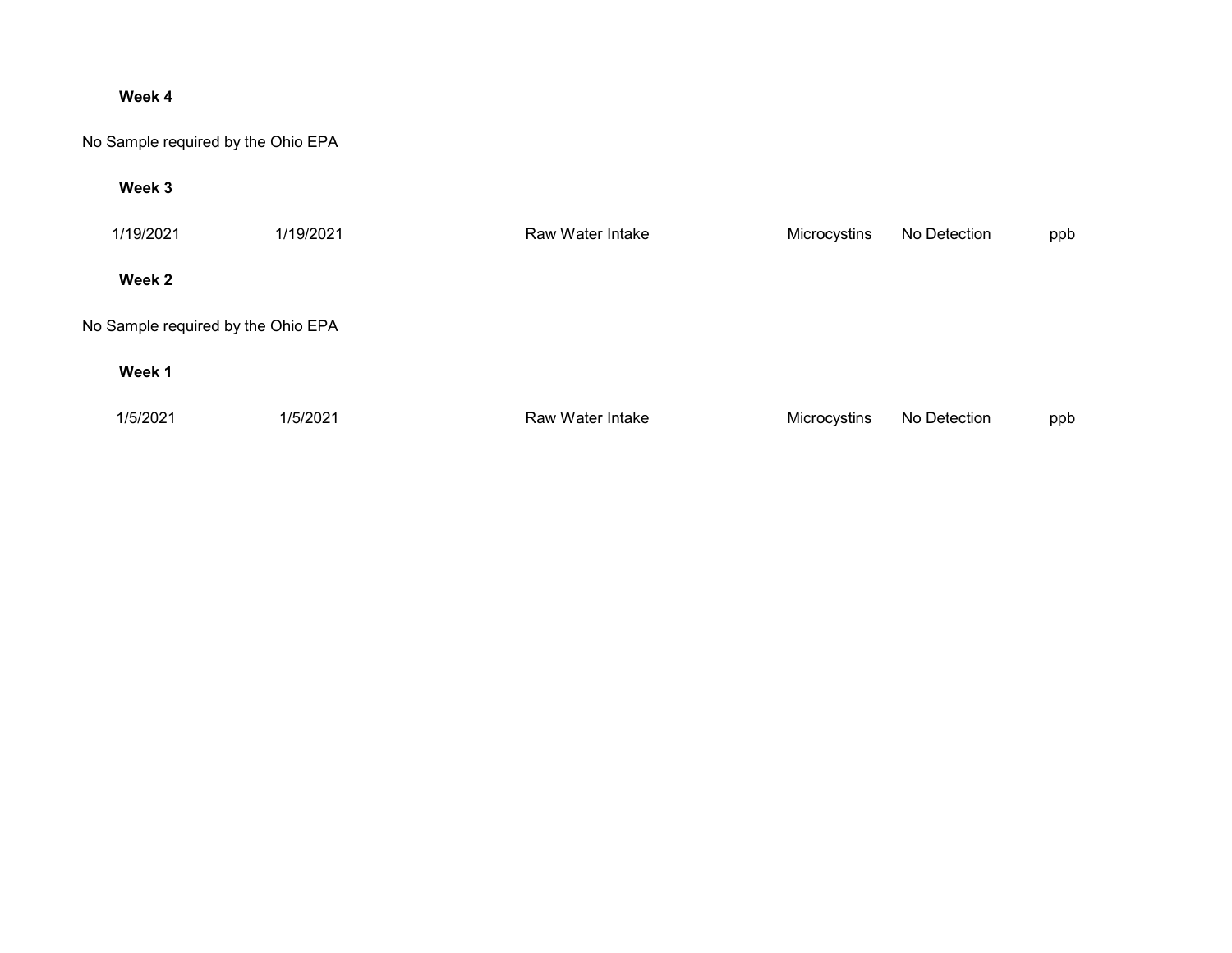**Week 4**

No Sample required by the Ohio EPA

**Week 3**

| | | | | | |
|---|---|---|---|---|---|
| 1/19/2021 | 1/19/2021 | Raw Water Intake | Microcystins | No Detection | ppb |

**Week 2**

No Sample required by the Ohio EPA

**Week 1**

| | | | | | |
|---|---|---|---|---|---|
| 1/5/2021 | 1/5/2021 | Raw Water Intake | Microcystins | No Detection | ppb |